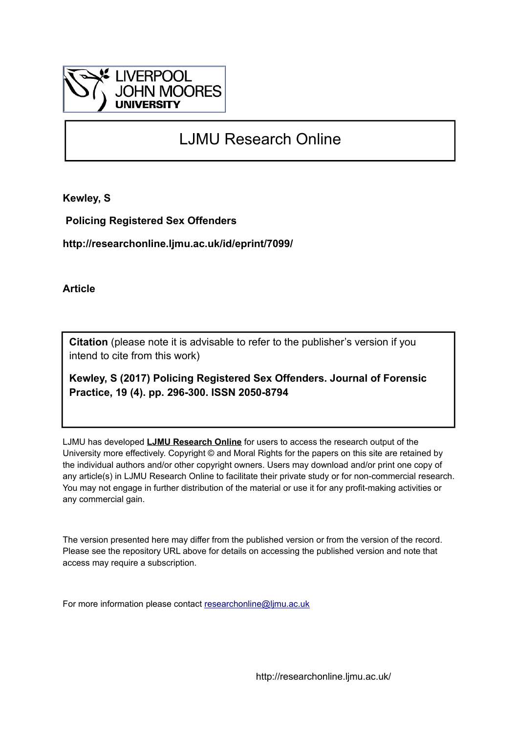# LJMU Research Online

**Kewley, S**

**Policing Registered Sex Offenders**

**http://researchonline.ljmu.ac.uk/id/eprint/7099/**

**Article**

**Citation** (please note it is advisable to refer to the publisher's version if you intend to cite from this work)

**Kewley, S (2017) Policing Registered Sex Offenders. Journal of Forensic Practice, 19 (4). pp. 296-300. ISSN 2050-8794**

LJMU has developed **LJMU Research Online** for users to access the research output of the University more effectively. Copyright © and Moral Rights for the papers on this site are retained by the individual authors and/or other copyright owners. Users may download and/or print one copy of any article(s) in LJMU Research Online to facilitate their private study or for non-commercial research. You may not engage in further distribution of the material or use it for any profit-making activities or any commercial gain.

The version presented here may differ from the published version or from the version of the record. Please see the repository URL above for details on accessing the published version and note that access may require a subscription.

For more information please contact researchonline@ljmu.ac.uk

http://researchonline.ljmu.ac.uk/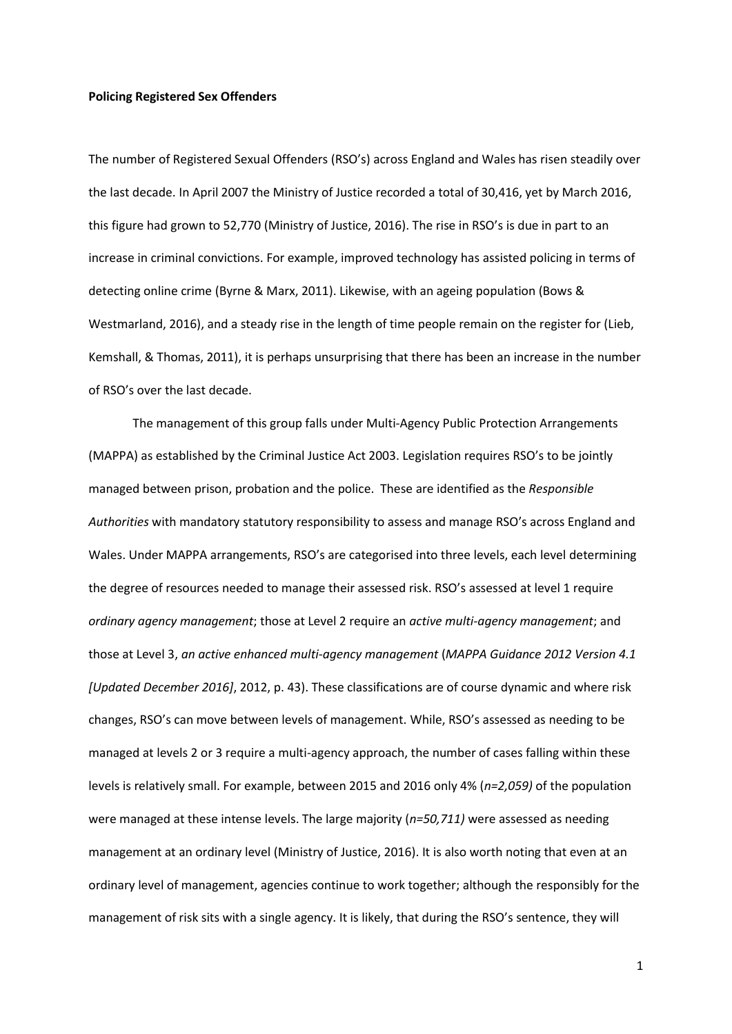**Policing Registered Sex Offenders**

The number of Registered Sexual Offenders (RSO's) across England and Wales has risen steadily over the last decade. In April 2007 the Ministry of Justice recorded a total of 30,416, yet by March 2016, this figure had grown to 52,770 (Ministry of Justice, 2016). The rise in RSO's is due in part to an increase in criminal convictions. For example, improved technology has assisted policing in terms of detecting online crime (Byrne & Marx, 2011). Likewise, with an ageing population (Bows & Westmarland, 2016), and a steady rise in the length of time people remain on the register for (Lieb, Kemshall, & Thomas, 2011), it is perhaps unsurprising that there has been an increase in the number of RSO's over the last decade.

The management of this group falls under Multi-Agency Public Protection Arrangements (MAPPA) as established by the Criminal Justice Act 2003. Legislation requires RSO's to be jointly managed between prison, probation and the police. These are identified as the *Responsible Authorities* with mandatory statutory responsibility to assess and manage RSO's across England and Wales. Under MAPPA arrangements, RSO's are categorised into three levels, each level determining the degree of resources needed to manage their assessed risk. RSO's assessed at level 1 require *ordinary agency management*; those at Level 2 require an *active multi-agency management*; and those at Level 3, *an active enhanced multi-agency management* (*MAPPA Guidance 2012 Version 4.1 [Updated December 2016]*, 2012, p. 43). These classifications are of course dynamic and where risk changes, RSO's can move between levels of management. While, RSO's assessed as needing to be managed at levels 2 or 3 require a multi-agency approach, the number of cases falling within these levels is relatively small. For example, between 2015 and 2016 only 4% (*n=2,059)* of the population were managed at these intense levels. The large majority (*n=50,711)* were assessed as needing management at an ordinary level (Ministry of Justice, 2016). It is also worth noting that even at an ordinary level of management, agencies continue to work together; although the responsibly for the management of risk sits with a single agency. It is likely, that during the RSO's sentence, they will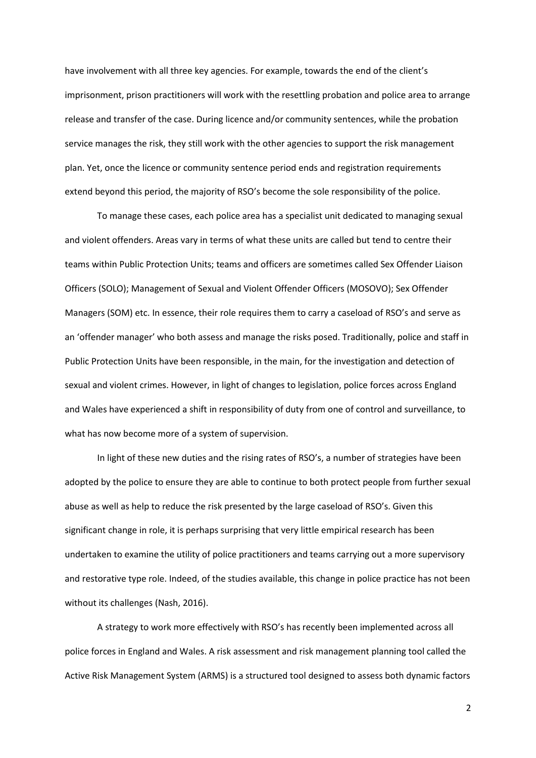have involvement with all three key agencies. For example, towards the end of the client's imprisonment, prison practitioners will work with the resettling probation and police area to arrange release and transfer of the case. During licence and/or community sentences, while the probation service manages the risk, they still work with the other agencies to support the risk management plan. Yet, once the licence or community sentence period ends and registration requirements extend beyond this period, the majority of RSO's become the sole responsibility of the police.

To manage these cases, each police area has a specialist unit dedicated to managing sexual and violent offenders. Areas vary in terms of what these units are called but tend to centre their teams within Public Protection Units; teams and officers are sometimes called Sex Offender Liaison Officers (SOLO); Management of Sexual and Violent Offender Officers (MOSOVO); Sex Offender Managers (SOM) etc. In essence, their role requires them to carry a caseload of RSO's and serve as an 'offender manager' who both assess and manage the risks posed. Traditionally, police and staff in Public Protection Units have been responsible, in the main, for the investigation and detection of sexual and violent crimes. However, in light of changes to legislation, police forces across England and Wales have experienced a shift in responsibility of duty from one of control and surveillance, to what has now become more of a system of supervision.

In light of these new duties and the rising rates of RSO's, a number of strategies have been adopted by the police to ensure they are able to continue to both protect people from further sexual abuse as well as help to reduce the risk presented by the large caseload of RSO's. Given this significant change in role, it is perhaps surprising that very little empirical research has been undertaken to examine the utility of police practitioners and teams carrying out a more supervisory and restorative type role. Indeed, of the studies available, this change in police practice has not been without its challenges (Nash, 2016).

A strategy to work more effectively with RSO's has recently been implemented across all police forces in England and Wales. A risk assessment and risk management planning tool called the Active Risk Management System (ARMS) is a structured tool designed to assess both dynamic factors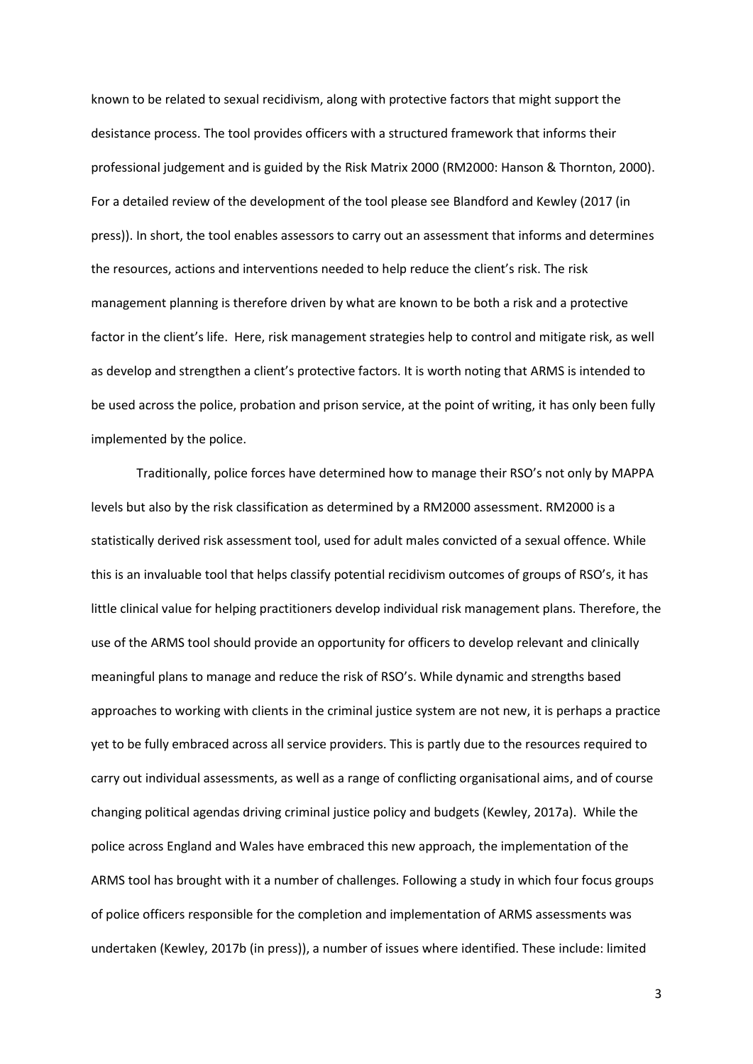known to be related to sexual recidivism, along with protective factors that might support the desistance process. The tool provides officers with a structured framework that informs their professional judgement and is guided by the Risk Matrix 2000 (RM2000: Hanson & Thornton, 2000). For a detailed review of the development of the tool please see Blandford and Kewley (2017 (in press)). In short, the tool enables assessors to carry out an assessment that informs and determines the resources, actions and interventions needed to help reduce the client's risk. The risk management planning is therefore driven by what are known to be both a risk and a protective factor in the client's life. Here, risk management strategies help to control and mitigate risk, as well as develop and strengthen a client's protective factors. It is worth noting that ARMS is intended to be used across the police, probation and prison service, at the point of writing, it has only been fully implemented by the police.

Traditionally, police forces have determined how to manage their RSO's not only by MAPPA levels but also by the risk classification as determined by a RM2000 assessment. RM2000 is a statistically derived risk assessment tool, used for adult males convicted of a sexual offence. While this is an invaluable tool that helps classify potential recidivism outcomes of groups of RSO's, it has little clinical value for helping practitioners develop individual risk management plans. Therefore, the use of the ARMS tool should provide an opportunity for officers to develop relevant and clinically meaningful plans to manage and reduce the risk of RSO's. While dynamic and strengths based approaches to working with clients in the criminal justice system are not new, it is perhaps a practice yet to be fully embraced across all service providers. This is partly due to the resources required to carry out individual assessments, as well as a range of conflicting organisational aims, and of course changing political agendas driving criminal justice policy and budgets (Kewley, 2017a). While the police across England and Wales have embraced this new approach, the implementation of the ARMS tool has brought with it a number of challenges. Following a study in which four focus groups of police officers responsible for the completion and implementation of ARMS assessments was undertaken (Kewley, 2017b (in press)), a number of issues where identified. These include: limited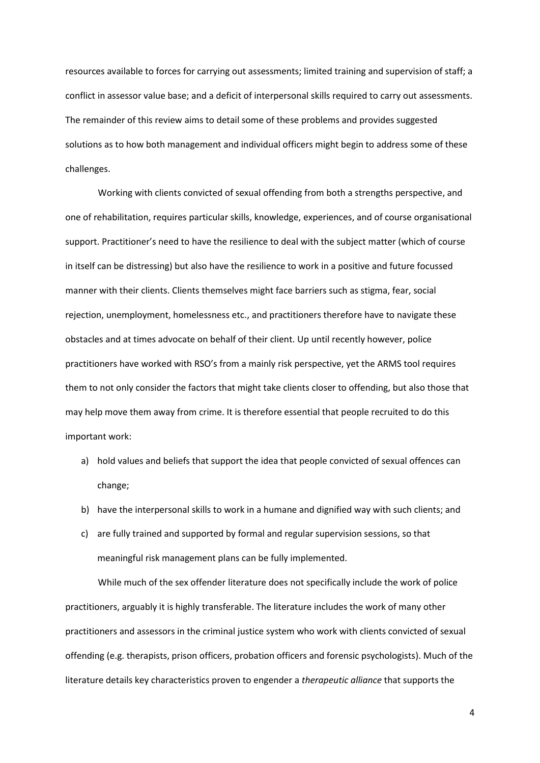resources available to forces for carrying out assessments; limited training and supervision of staff; a conflict in assessor value base; and a deficit of interpersonal skills required to carry out assessments. The remainder of this review aims to detail some of these problems and provides suggested solutions as to how both management and individual officers might begin to address some of these challenges.

Working with clients convicted of sexual offending from both a strengths perspective, and one of rehabilitation, requires particular skills, knowledge, experiences, and of course organisational support. Practitioner's need to have the resilience to deal with the subject matter (which of course in itself can be distressing) but also have the resilience to work in a positive and future focussed manner with their clients. Clients themselves might face barriers such as stigma, fear, social rejection, unemployment, homelessness etc., and practitioners therefore have to navigate these obstacles and at times advocate on behalf of their client. Up until recently however, police practitioners have worked with RSO's from a mainly risk perspective, yet the ARMS tool requires them to not only consider the factors that might take clients closer to offending, but also those that may help move them away from crime. It is therefore essential that people recruited to do this important work:

a) hold values and beliefs that support the idea that people convicted of sexual offences can change;
b) have the interpersonal skills to work in a humane and dignified way with such clients; and
c) are fully trained and supported by formal and regular supervision sessions, so that meaningful risk management plans can be fully implemented.

While much of the sex offender literature does not specifically include the work of police practitioners, arguably it is highly transferable. The literature includes the work of many other practitioners and assessors in the criminal justice system who work with clients convicted of sexual offending (e.g. therapists, prison officers, probation officers and forensic psychologists). Much of the literature details key characteristics proven to engender a *therapeutic alliance* that supports the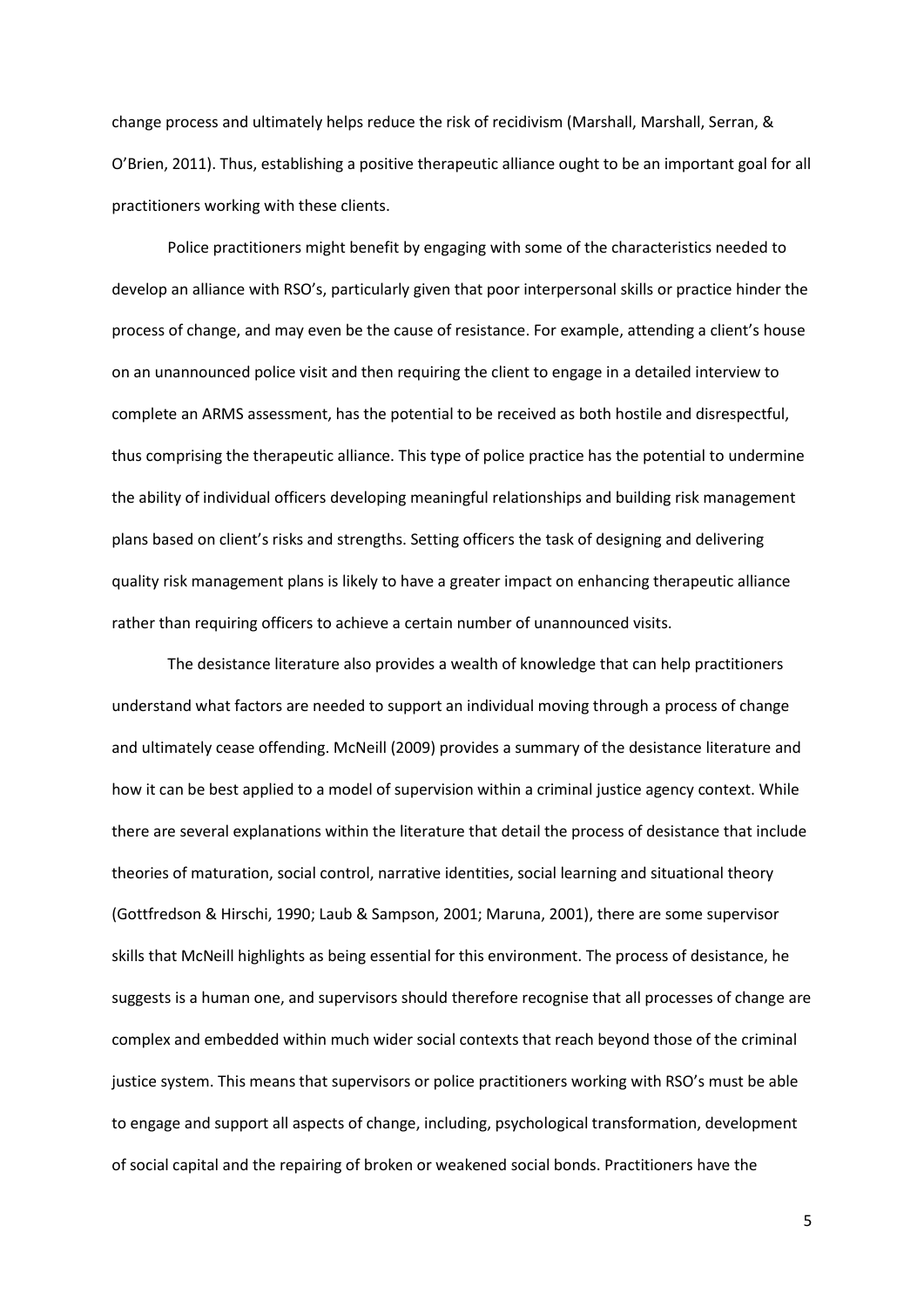change process and ultimately helps reduce the risk of recidivism (Marshall, Marshall, Serran, & O'Brien, 2011). Thus, establishing a positive therapeutic alliance ought to be an important goal for all practitioners working with these clients.

Police practitioners might benefit by engaging with some of the characteristics needed to develop an alliance with RSO's, particularly given that poor interpersonal skills or practice hinder the process of change, and may even be the cause of resistance. For example, attending a client's house on an unannounced police visit and then requiring the client to engage in a detailed interview to complete an ARMS assessment, has the potential to be received as both hostile and disrespectful, thus comprising the therapeutic alliance. This type of police practice has the potential to undermine the ability of individual officers developing meaningful relationships and building risk management plans based on client's risks and strengths. Setting officers the task of designing and delivering quality risk management plans is likely to have a greater impact on enhancing therapeutic alliance rather than requiring officers to achieve a certain number of unannounced visits.

The desistance literature also provides a wealth of knowledge that can help practitioners understand what factors are needed to support an individual moving through a process of change and ultimately cease offending. McNeill (2009) provides a summary of the desistance literature and how it can be best applied to a model of supervision within a criminal justice agency context. While there are several explanations within the literature that detail the process of desistance that include theories of maturation, social control, narrative identities, social learning and situational theory (Gottfredson & Hirschi, 1990; Laub & Sampson, 2001; Maruna, 2001), there are some supervisor skills that McNeill highlights as being essential for this environment. The process of desistance, he suggests is a human one, and supervisors should therefore recognise that all processes of change are complex and embedded within much wider social contexts that reach beyond those of the criminal justice system. This means that supervisors or police practitioners working with RSO's must be able to engage and support all aspects of change, including, psychological transformation, development of social capital and the repairing of broken or weakened social bonds. Practitioners have the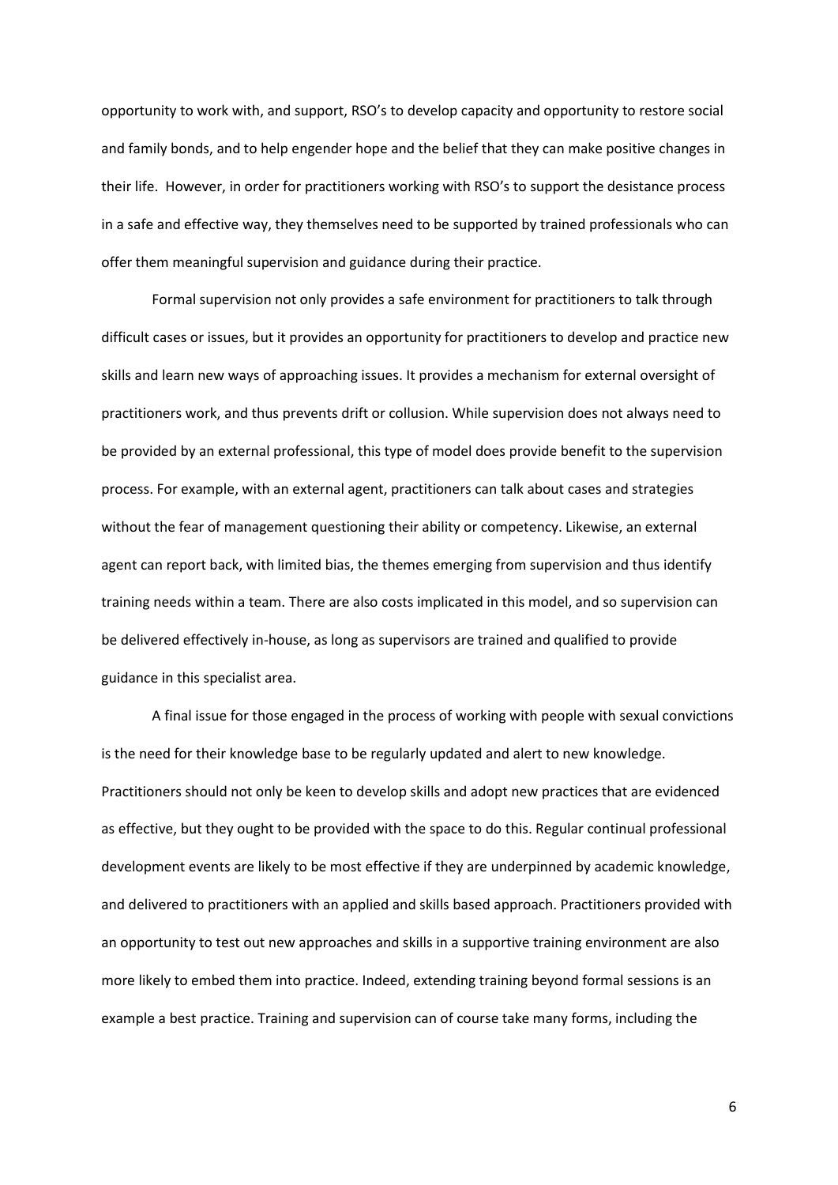opportunity to work with, and support, RSO's to develop capacity and opportunity to restore social and family bonds, and to help engender hope and the belief that they can make positive changes in their life. However, in order for practitioners working with RSO's to support the desistance process in a safe and effective way, they themselves need to be supported by trained professionals who can offer them meaningful supervision and guidance during their practice.

Formal supervision not only provides a safe environment for practitioners to talk through difficult cases or issues, but it provides an opportunity for practitioners to develop and practice new skills and learn new ways of approaching issues. It provides a mechanism for external oversight of practitioners work, and thus prevents drift or collusion. While supervision does not always need to be provided by an external professional, this type of model does provide benefit to the supervision process. For example, with an external agent, practitioners can talk about cases and strategies without the fear of management questioning their ability or competency. Likewise, an external agent can report back, with limited bias, the themes emerging from supervision and thus identify training needs within a team. There are also costs implicated in this model, and so supervision can be delivered effectively in-house, as long as supervisors are trained and qualified to provide guidance in this specialist area.

A final issue for those engaged in the process of working with people with sexual convictions is the need for their knowledge base to be regularly updated and alert to new knowledge. Practitioners should not only be keen to develop skills and adopt new practices that are evidenced as effective, but they ought to be provided with the space to do this. Regular continual professional development events are likely to be most effective if they are underpinned by academic knowledge, and delivered to practitioners with an applied and skills based approach. Practitioners provided with an opportunity to test out new approaches and skills in a supportive training environment are also more likely to embed them into practice. Indeed, extending training beyond formal sessions is an example a best practice. Training and supervision can of course take many forms, including the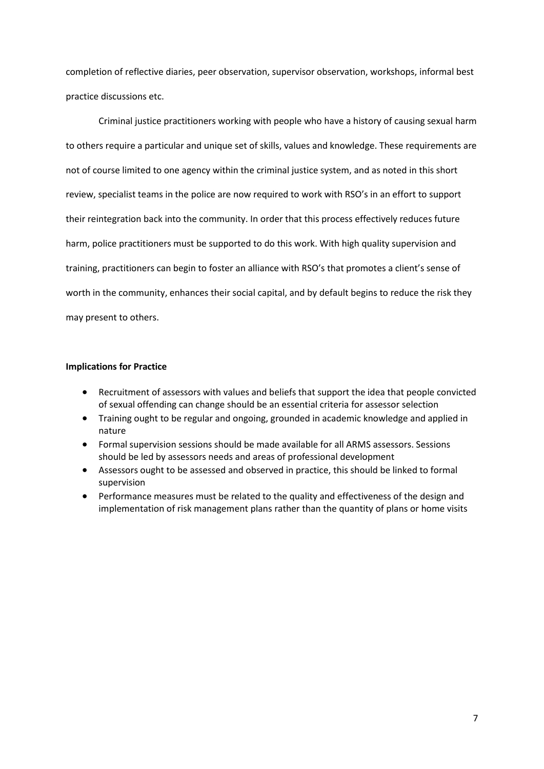completion of reflective diaries, peer observation, supervisor observation, workshops, informal best practice discussions etc.

Criminal justice practitioners working with people who have a history of causing sexual harm to others require a particular and unique set of skills, values and knowledge. These requirements are not of course limited to one agency within the criminal justice system, and as noted in this short review, specialist teams in the police are now required to work with RSO's in an effort to support their reintegration back into the community. In order that this process effectively reduces future harm, police practitioners must be supported to do this work. With high quality supervision and training, practitioners can begin to foster an alliance with RSO's that promotes a client's sense of worth in the community, enhances their social capital, and by default begins to reduce the risk they may present to others.

**Implications for Practice**

- Recruitment of assessors with values and beliefs that support the idea that people convicted of sexual offending can change should be an essential criteria for assessor selection
- Training ought to be regular and ongoing, grounded in academic knowledge and applied in nature
- Formal supervision sessions should be made available for all ARMS assessors. Sessions should be led by assessors needs and areas of professional development
- Assessors ought to be assessed and observed in practice, this should be linked to formal supervision
- Performance measures must be related to the quality and effectiveness of the design and implementation of risk management plans rather than the quantity of plans or home visits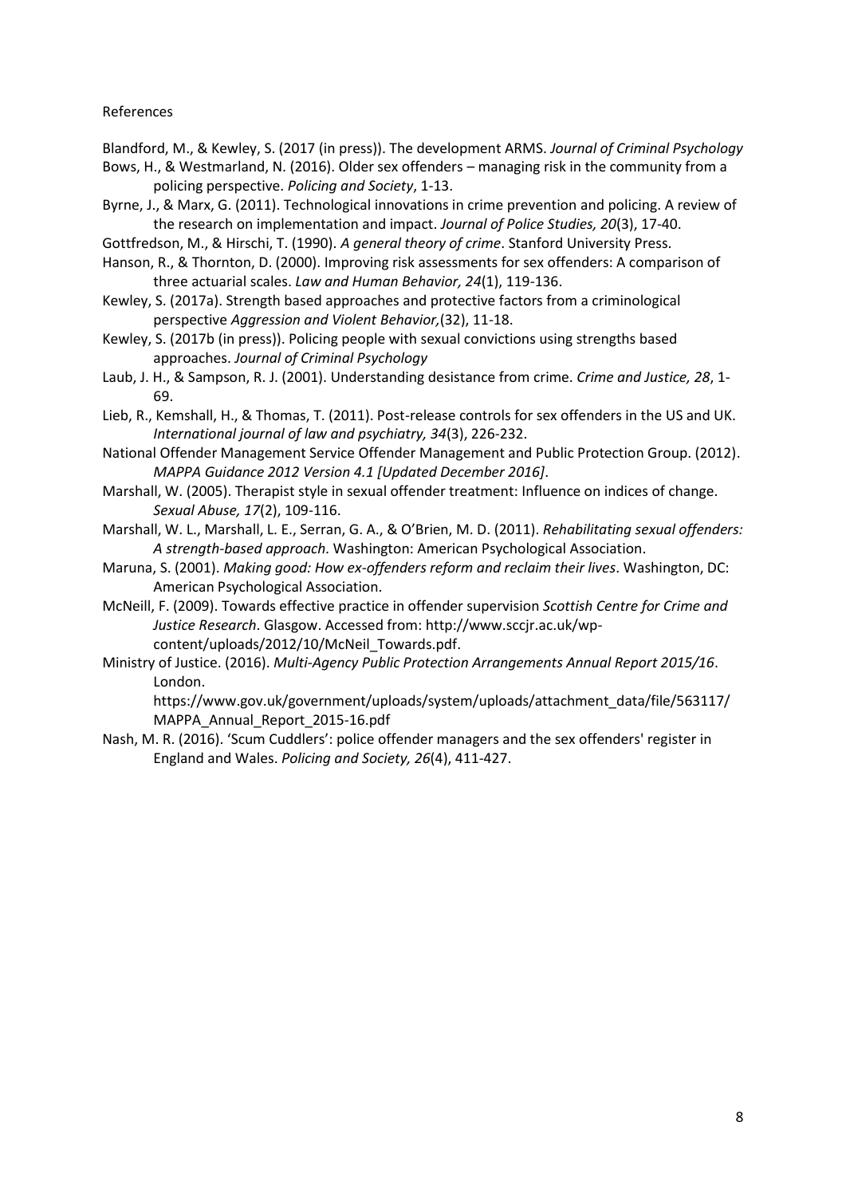References

Blandford, M., & Kewley, S. (2017 (in press)). The development ARMS. *Journal of Criminal Psychology*

Bows, H., & Westmarland, N. (2016). Older sex offenders – managing risk in the community from a policing perspective. *Policing and Society*, 1-13.

Byrne, J., & Marx, G. (2011). Technological innovations in crime prevention and policing. A review of the research on implementation and impact. *Journal of Police Studies, 20*(3), 17-40.

Gottfredson, M., & Hirschi, T. (1990). *A general theory of crime*. Stanford University Press.

Hanson, R., & Thornton, D. (2000). Improving risk assessments for sex offenders: A comparison of three actuarial scales. *Law and Human Behavior, 24*(1), 119-136.

Kewley, S. (2017a). Strength based approaches and protective factors from a criminological perspective *Aggression and Violent Behavior,*(32), 11-18.

Kewley, S. (2017b (in press)). Policing people with sexual convictions using strengths based approaches. *Journal of Criminal Psychology*

Laub, J. H., & Sampson, R. J. (2001). Understanding desistance from crime. *Crime and Justice, 28*, 1-69.

Lieb, R., Kemshall, H., & Thomas, T. (2011). Post-release controls for sex offenders in the US and UK. *International journal of law and psychiatry, 34*(3), 226-232.

National Offender Management Service Offender Management and Public Protection Group. (2012). *MAPPA Guidance 2012 Version 4.1 [Updated December 2016]*.

Marshall, W. (2005). Therapist style in sexual offender treatment: Influence on indices of change. *Sexual Abuse, 17*(2), 109-116.

Marshall, W. L., Marshall, L. E., Serran, G. A., & O'Brien, M. D. (2011). *Rehabilitating sexual offenders: A strength-based approach*. Washington: American Psychological Association.

Maruna, S. (2001). *Making good: How ex-offenders reform and reclaim their lives*. Washington, DC: American Psychological Association.

McNeill, F. (2009). Towards effective practice in offender supervision *Scottish Centre for Crime and Justice Research*. Glasgow. Accessed from: http://www.sccjr.ac.uk/wp-content/uploads/2012/10/McNeil_Towards.pdf.

Ministry of Justice. (2016). *Multi-Agency Public Protection Arrangements Annual Report 2015/16*. London. https://www.gov.uk/government/uploads/system/uploads/attachment_data/file/563117/MAPPA_Annual_Report_2015-16.pdf

Nash, M. R. (2016). 'Scum Cuddlers': police offender managers and the sex offenders' register in England and Wales. *Policing and Society, 26*(4), 411-427.